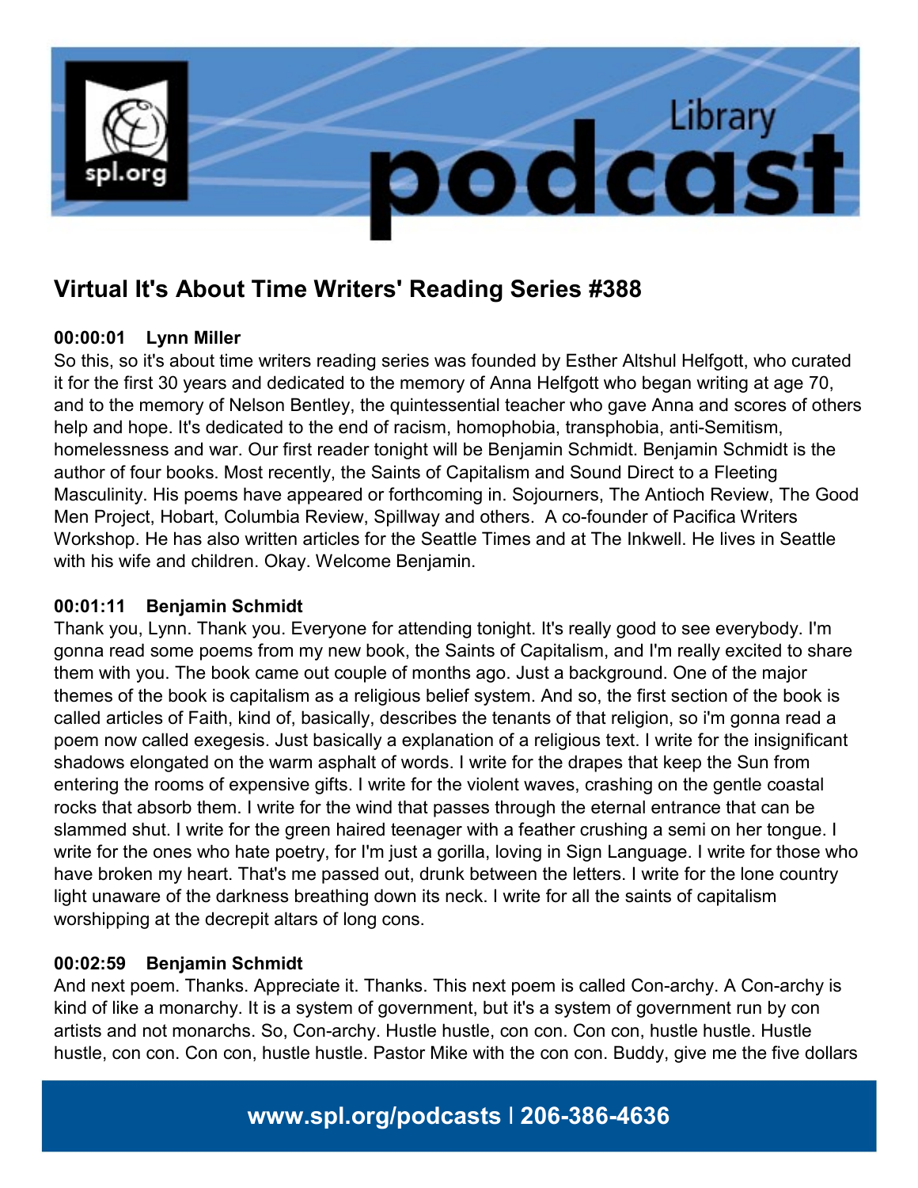# Virtual It's About Time Writers' Reading Series #388

**00:00:01 Lynn Miller**

So this, so it's about time writers reading series was founded by Esther Altshul Helfgott, who curated it for the first 30 years and dedicated to the memory of Anna Helfgott who began writing at age 70, and to the memory of Nelson Bentley, the quintessential teacher who gave Anna and scores of others help and hope. It's dedicated to the end of racism, homophobia, transphobia, anti-Semitism, homelessness and war. Our first reader tonight will be Benjamin Schmidt. Benjamin Schmidt is the author of four books. Most recently, the Saints of Capitalism and Sound Direct to a Fleeting Masculinity. His poems have appeared or forthcoming in. Sojourners, The Antioch Review, The Good Men Project, Hobart, Columbia Review, Spillway and others. A co-founder of Pacifica Writers Workshop. He has also written articles for the Seattle Times and at The Inkwell. He lives in Seattle with his wife and children. Okay. Welcome Benjamin.

**00:01:11 Benjamin Schmidt**

Thank you, Lynn. Thank you. Everyone for attending tonight. It's really good to see everybody. I'm gonna read some poems from my new book, the Saints of Capitalism, and I'm really excited to share them with you. The book came out couple of months ago. Just a background. One of the major themes of the book is capitalism as a religious belief system. And so, the first section of the book is called articles of Faith, kind of, basically, describes the tenants of that religion, so i'm gonna read a poem now called exegesis. Just basically a explanation of a religious text. I write for the insignificant shadows elongated on the warm asphalt of words. I write for the drapes that keep the Sun from entering the rooms of expensive gifts. I write for the violent waves, crashing on the gentle coastal rocks that absorb them. I write for the wind that passes through the eternal entrance that can be slammed shut. I write for the green haired teenager with a feather crushing a semi on her tongue. I write for the ones who hate poetry, for I'm just a gorilla, loving in Sign Language. I write for those who have broken my heart. That's me passed out, drunk between the letters. I write for the lone country light unaware of the darkness breathing down its neck. I write for all the saints of capitalism worshipping at the decrepit altars of long cons.

**00:02:59 Benjamin Schmidt**

And next poem. Thanks. Appreciate it. Thanks. This next poem is called Con-archy. A Con-archy is kind of like a monarchy. It is a system of government, but it's a system of government run by con artists and not monarchs. So, Con-archy. Hustle hustle, con con. Con con, hustle hustle. Hustle hustle, con con. Con con, hustle hustle. Pastor Mike with the con con. Buddy, give me the five dollars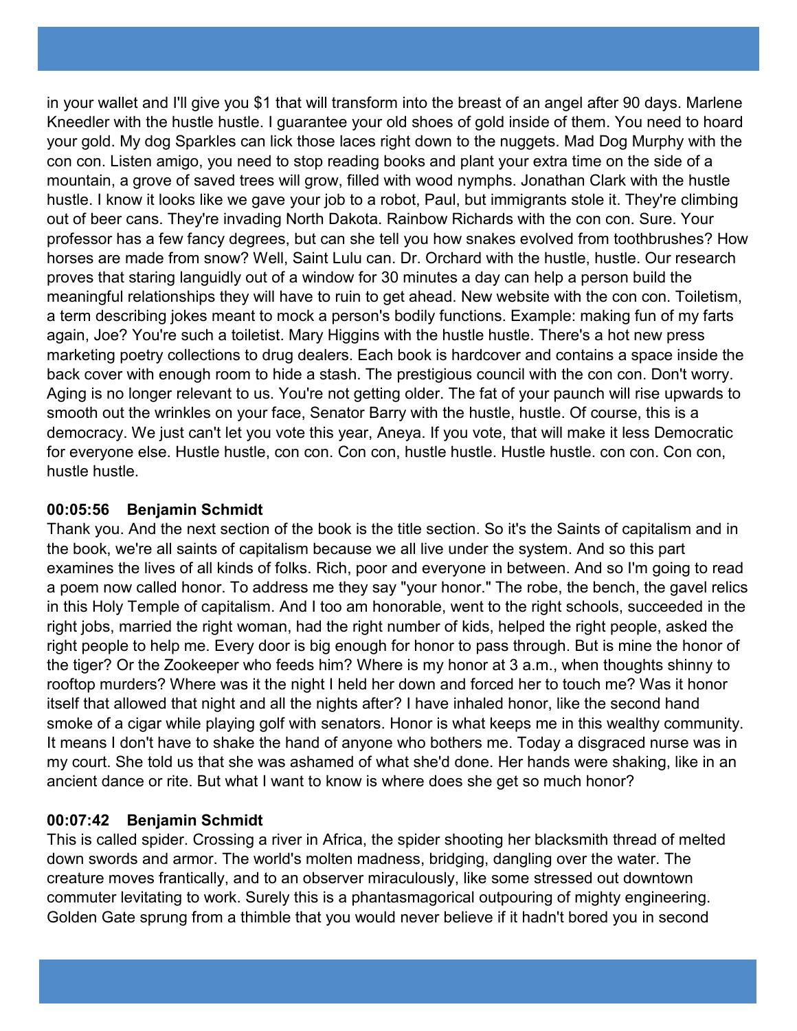in your wallet and I'll give you $1 that will transform into the breast of an angel after 90 days. Marlene Kneedler with the hustle hustle. I guarantee your old shoes of gold inside of them. You need to hoard your gold. My dog Sparkles can lick those laces right down to the nuggets. Mad Dog Murphy with the con con. Listen amigo, you need to stop reading books and plant your extra time on the side of a mountain, a grove of saved trees will grow, filled with wood nymphs. Jonathan Clark with the hustle hustle. I know it looks like we gave your job to a robot, Paul, but immigrants stole it. They're climbing out of beer cans. They're invading North Dakota. Rainbow Richards with the con con. Sure. Your professor has a few fancy degrees, but can she tell you how snakes evolved from toothbrushes? How horses are made from snow? Well, Saint Lulu can. Dr. Orchard with the hustle, hustle. Our research proves that staring languidly out of a window for 30 minutes a day can help a person build the meaningful relationships they will have to ruin to get ahead. New website with the con con. Toiletism, a term describing jokes meant to mock a person's bodily functions. Example: making fun of my farts again, Joe? You're such a toiletist. Mary Higgins with the hustle hustle. There's a hot new press marketing poetry collections to drug dealers. Each book is hardcover and contains a space inside the back cover with enough room to hide a stash. The prestigious council with the con con. Don't worry. Aging is no longer relevant to us. You're not getting older. The fat of your paunch will rise upwards to smooth out the wrinkles on your face, Senator Barry with the hustle, hustle. Of course, this is a democracy. We just can't let you vote this year, Aneya. If you vote, that will make it less Democratic for everyone else. Hustle hustle, con con. Con con, hustle hustle. Hustle hustle. con con. Con con, hustle hustle.

**00:05:56 Benjamin Schmidt**

Thank you. And the next section of the book is the title section. So it's the Saints of capitalism and in the book, we're all saints of capitalism because we all live under the system. And so this part examines the lives of all kinds of folks. Rich, poor and everyone in between. And so I'm going to read a poem now called honor. To address me they say "your honor." The robe, the bench, the gavel relics in this Holy Temple of capitalism. And I too am honorable, went to the right schools, succeeded in the right jobs, married the right woman, had the right number of kids, helped the right people, asked the right people to help me. Every door is big enough for honor to pass through. But is mine the honor of the tiger? Or the Zookeeper who feeds him? Where is my honor at 3 a.m., when thoughts shinny to rooftop murders? Where was it the night I held her down and forced her to touch me? Was it honor itself that allowed that night and all the nights after? I have inhaled honor, like the second hand smoke of a cigar while playing golf with senators. Honor is what keeps me in this wealthy community. It means I don't have to shake the hand of anyone who bothers me. Today a disgraced nurse was in my court. She told us that she was ashamed of what she'd done. Her hands were shaking, like in an ancient dance or rite. But what I want to know is where does she get so much honor?

**00:07:42 Benjamin Schmidt**

This is called spider. Crossing a river in Africa, the spider shooting her blacksmith thread of melted down swords and armor. The world's molten madness, bridging, dangling over the water. The creature moves frantically, and to an observer miraculously, like some stressed out downtown commuter levitating to work. Surely this is a phantasmagorical outpouring of mighty engineering. Golden Gate sprung from a thimble that you would never believe if it hadn't bored you in second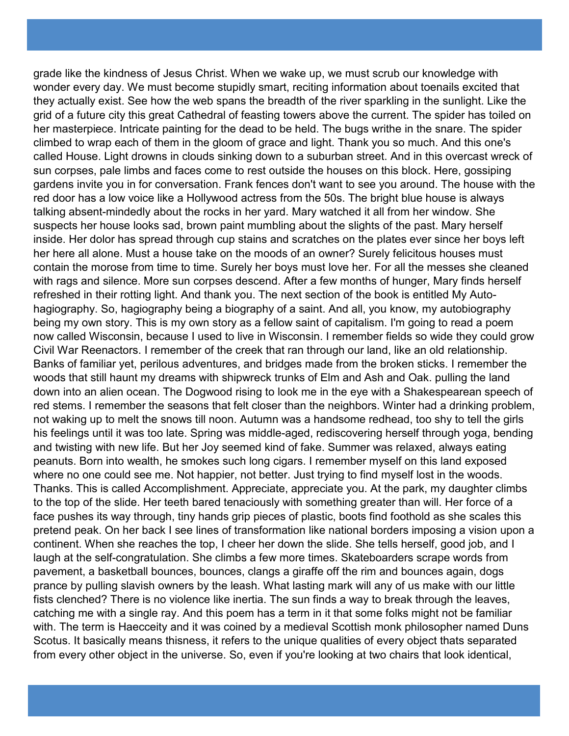grade like the kindness of Jesus Christ. When we wake up, we must scrub our knowledge with wonder every day. We must become stupidly smart, reciting information about toenails excited that they actually exist. See how the web spans the breadth of the river sparkling in the sunlight. Like the grid of a future city this great Cathedral of feasting towers above the current. The spider has toiled on her masterpiece. Intricate painting for the dead to be held. The bugs writhe in the snare. The spider climbed to wrap each of them in the gloom of grace and light. Thank you so much. And this one's called House. Light drowns in clouds sinking down to a suburban street. And in this overcast wreck of sun corpses, pale limbs and faces come to rest outside the houses on this block. Here, gossiping gardens invite you in for conversation. Frank fences don't want to see you around. The house with the red door has a low voice like a Hollywood actress from the 50s. The bright blue house is always talking absent-mindedly about the rocks in her yard. Mary watched it all from her window. She suspects her house looks sad, brown paint mumbling about the slights of the past. Mary herself inside. Her dolor has spread through cup stains and scratches on the plates ever since her boys left her here all alone. Must a house take on the moods of an owner? Surely felicitous houses must contain the morose from time to time. Surely her boys must love her. For all the messes she cleaned with rags and silence. More sun corpses descend. After a few months of hunger, Mary finds herself refreshed in their rotting light. And thank you. The next section of the book is entitled My Auto-hagiography. So, hagiography being a biography of a saint. And all, you know, my autobiography being my own story. This is my own story as a fellow saint of capitalism. I'm going to read a poem now called Wisconsin, because I used to live in Wisconsin. I remember fields so wide they could grow Civil War Reenactors. I remember of the creek that ran through our land, like an old relationship. Banks of familiar yet, perilous adventures, and bridges made from the broken sticks. I remember the woods that still haunt my dreams with shipwreck trunks of Elm and Ash and Oak. pulling the land down into an alien ocean. The Dogwood rising to look me in the eye with a Shakespearean speech of red stems. I remember the seasons that felt closer than the neighbors. Winter had a drinking problem, not waking up to melt the snows till noon. Autumn was a handsome redhead, too shy to tell the girls his feelings until it was too late. Spring was middle-aged, rediscovering herself through yoga, bending and twisting with new life. But her Joy seemed kind of fake. Summer was relaxed, always eating peanuts. Born into wealth, he smokes such long cigars. I remember myself on this land exposed where no one could see me. Not happier, not better. Just trying to find myself lost in the woods. Thanks. This is called Accomplishment. Appreciate, appreciate you. At the park, my daughter climbs to the top of the slide. Her teeth bared tenaciously with something greater than will. Her force of a face pushes its way through, tiny hands grip pieces of plastic, boots find foothold as she scales this pretend peak. On her back I see lines of transformation like national borders imposing a vision upon a continent. When she reaches the top, I cheer her down the slide. She tells herself, good job, and I laugh at the self-congratulation. She climbs a few more times. Skateboarders scrape words from pavement, a basketball bounces, bounces, clangs a giraffe off the rim and bounces again, dogs prance by pulling slavish owners by the leash. What lasting mark will any of us make with our little fists clenched? There is no violence like inertia. The sun finds a way to break through the leaves, catching me with a single ray. And this poem has a term in it that some folks might not be familiar with. The term is Haecceity and it was coined by a medieval Scottish monk philosopher named Duns Scotus. It basically means thisness, it refers to the unique qualities of every object thats separated from every other object in the universe. So, even if you're looking at two chairs that look identical,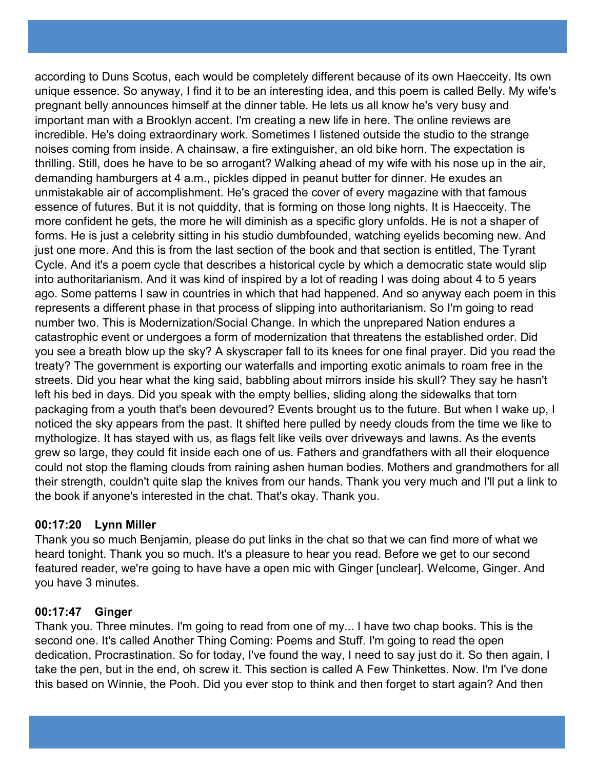according to Duns Scotus, each would be completely different because of its own Haecceity. Its own unique essence. So anyway, I find it to be an interesting idea, and this poem is called Belly. My wife's pregnant belly announces himself at the dinner table. He lets us all know he's very busy and important man with a Brooklyn accent. I'm creating a new life in here. The online reviews are incredible. He's doing extraordinary work. Sometimes I listened outside the studio to the strange noises coming from inside. A chainsaw, a fire extinguisher, an old bike horn. The expectation is thrilling. Still, does he have to be so arrogant? Walking ahead of my wife with his nose up in the air, demanding hamburgers at 4 a.m., pickles dipped in peanut butter for dinner. He exudes an unmistakable air of accomplishment. He's graced the cover of every magazine with that famous essence of futures. But it is not quiddity, that is forming on those long nights. It is Haecceity. The more confident he gets, the more he will diminish as a specific glory unfolds. He is not a shaper of forms. He is just a celebrity sitting in his studio dumbfounded, watching eyelids becoming new. And just one more. And this is from the last section of the book and that section is entitled, The Tyrant Cycle. And it's a poem cycle that describes a historical cycle by which a democratic state would slip into authoritarianism. And it was kind of inspired by a lot of reading I was doing about 4 to 5 years ago. Some patterns I saw in countries in which that had happened. And so anyway each poem in this represents a different phase in that process of slipping into authoritarianism. So I'm going to read number two. This is Modernization/Social Change. In which the unprepared Nation endures a catastrophic event or undergoes a form of modernization that threatens the established order. Did you see a breath blow up the sky? A skyscraper fall to its knees for one final prayer. Did you read the treaty? The government is exporting our waterfalls and importing exotic animals to roam free in the streets. Did you hear what the king said, babbling about mirrors inside his skull? They say he hasn't left his bed in days. Did you speak with the empty bellies, sliding along the sidewalks that torn packaging from a youth that's been devoured? Events brought us to the future. But when I wake up, I noticed the sky appears from the past. It shifted here pulled by needy clouds from the time we like to mythologize. It has stayed with us, as flags felt like veils over driveways and lawns. As the events grew so large, they could fit inside each one of us. Fathers and grandfathers with all their eloquence could not stop the flaming clouds from raining ashen human bodies. Mothers and grandmothers for all their strength, couldn't quite slap the knives from our hands. Thank you very much and I'll put a link to the book if anyone's interested in the chat. That's okay. Thank you.

**00:17:20 Lynn Miller**
Thank you so much Benjamin, please do put links in the chat so that we can find more of what we heard tonight. Thank you so much. It's a pleasure to hear you read. Before we get to our second featured reader, we're going to have have a open mic with Ginger [unclear]. Welcome, Ginger. And you have 3 minutes.

**00:17:47 Ginger**
Thank you. Three minutes. I'm going to read from one of my... I have two chap books. This is the second one. It's called Another Thing Coming: Poems and Stuff. I'm going to read the open dedication, Procrastination. So for today, I've found the way, I need to say just do it. So then again, I take the pen, but in the end, oh screw it. This section is called A Few Thinkettes. Now. I'm I've done this based on Winnie, the Pooh. Did you ever stop to think and then forget to start again? And then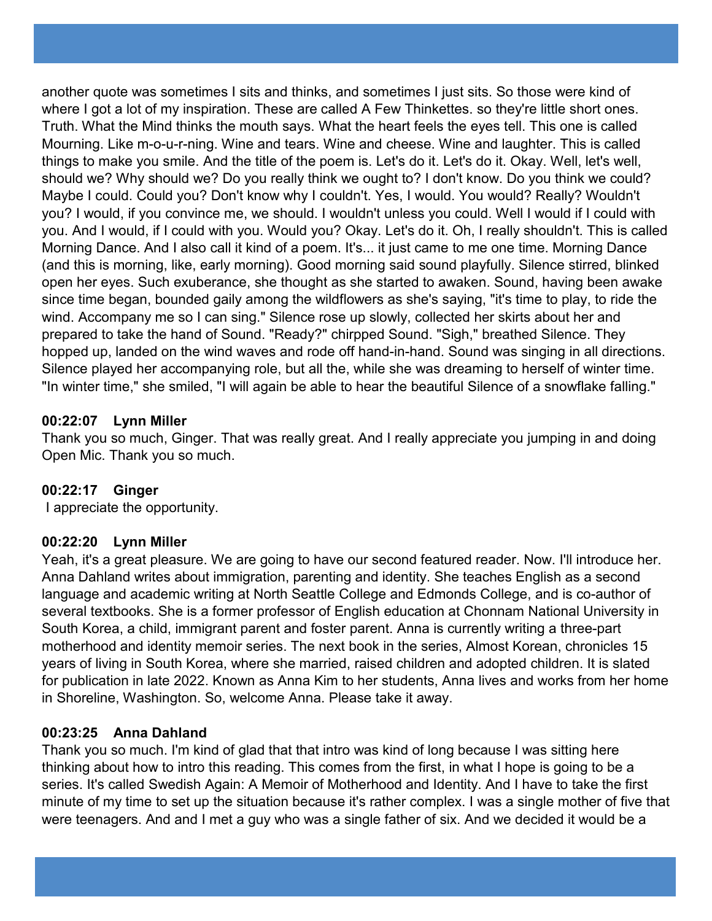another quote was sometimes I sits and thinks, and sometimes I just sits. So those were kind of where I got a lot of my inspiration. These are called A Few Thinkettes. so they're little short ones. Truth. What the Mind thinks the mouth says. What the heart feels the eyes tell. This one is called Mourning. Like m-o-u-r-ning. Wine and tears. Wine and cheese. Wine and laughter. This is called things to make you smile. And the title of the poem is. Let's do it. Let's do it. Okay. Well, let's well, should we? Why should we? Do you really think we ought to? I don't know. Do you think we could? Maybe I could. Could you? Don't know why I couldn't. Yes, I would. You would? Really? Wouldn't you? I would, if you convince me, we should. I wouldn't unless you could. Well I would if I could with you. And I would, if I could with you. Would you? Okay. Let's do it. Oh, I really shouldn't. This is called Morning Dance. And I also call it kind of a poem. It's... it just came to me one time. Morning Dance (and this is morning, like, early morning). Good morning said sound playfully. Silence stirred, blinked open her eyes. Such exuberance, she thought as she started to awaken. Sound, having been awake since time began, bounded gaily among the wildflowers as she's saying, "it's time to play, to ride the wind. Accompany me so I can sing." Silence rose up slowly, collected her skirts about her and prepared to take the hand of Sound. "Ready?" chirpped Sound. "Sigh," breathed Silence. They hopped up, landed on the wind waves and rode off hand-in-hand. Sound was singing in all directions. Silence played her accompanying role, but all the, while she was dreaming to herself of winter time. "In winter time," she smiled, "I will again be able to hear the beautiful Silence of a snowflake falling."

**00:22:07 Lynn Miller**
Thank you so much, Ginger. That was really great. And I really appreciate you jumping in and doing Open Mic. Thank you so much.

**00:22:17 Ginger**
I appreciate the opportunity.

**00:22:20 Lynn Miller**
Yeah, it's a great pleasure. We are going to have our second featured reader. Now. I'll introduce her. Anna Dahland writes about immigration, parenting and identity. She teaches English as a second language and academic writing at North Seattle College and Edmonds College, and is co-author of several textbooks. She is a former professor of English education at Chonnam National University in South Korea, a child, immigrant parent and foster parent. Anna is currently writing a three-part motherhood and identity memoir series. The next book in the series, Almost Korean, chronicles 15 years of living in South Korea, where she married, raised children and adopted children. It is slated for publication in late 2022. Known as Anna Kim to her students, Anna lives and works from her home in Shoreline, Washington. So, welcome Anna. Please take it away.

**00:23:25 Anna Dahland**
Thank you so much. I'm kind of glad that that intro was kind of long because I was sitting here thinking about how to intro this reading. This comes from the first, in what I hope is going to be a series. It's called Swedish Again: A Memoir of Motherhood and Identity. And I have to take the first minute of my time to set up the situation because it's rather complex. I was a single mother of five that were teenagers. And and I met a guy who was a single father of six. And we decided it would be a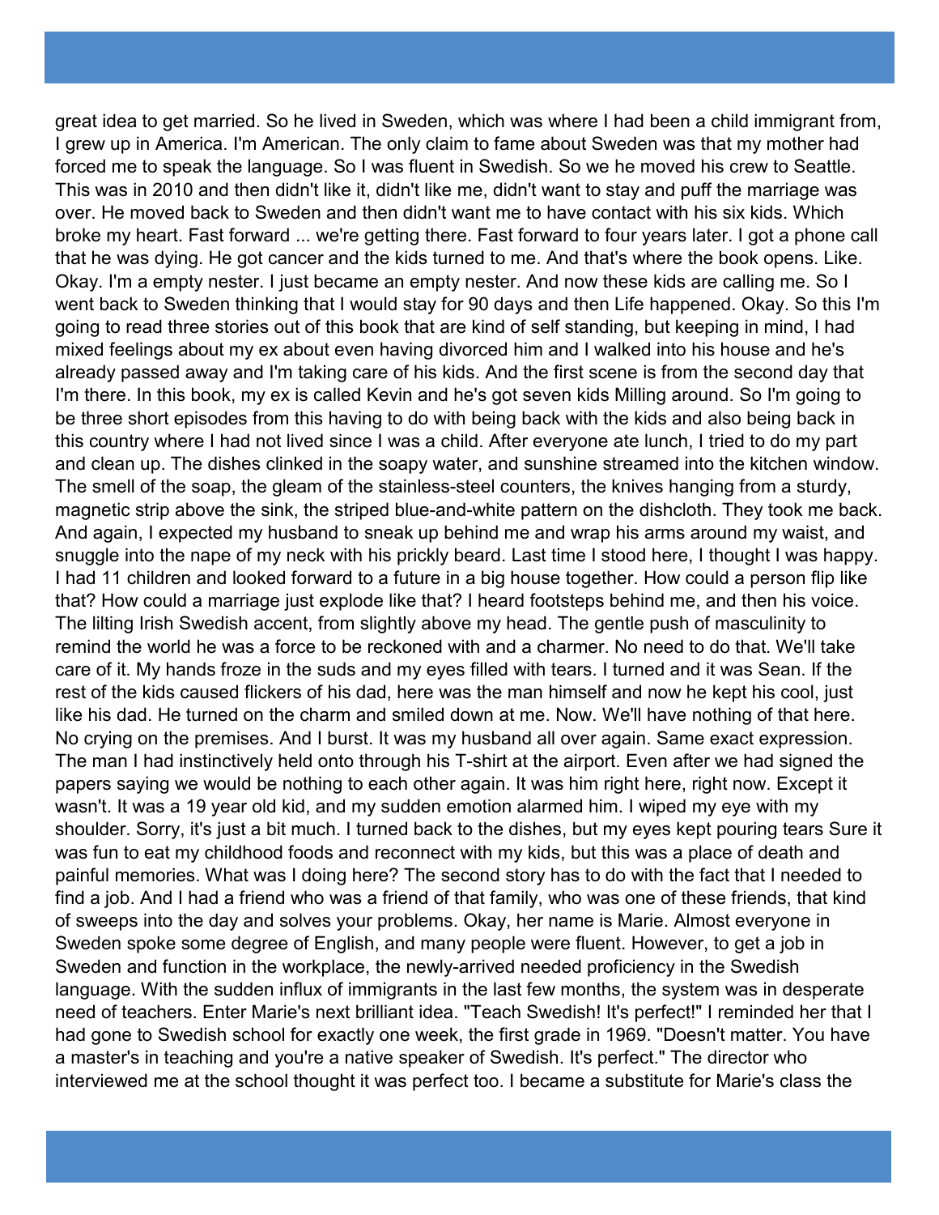great idea to get married. So he lived in Sweden, which was where I had been a child immigrant from, I grew up in America. I'm American. The only claim to fame about Sweden was that my mother had forced me to speak the language. So I was fluent in Swedish. So we he moved his crew to Seattle. This was in 2010 and then didn't like it, didn't like me, didn't want to stay and puff the marriage was over. He moved back to Sweden and then didn't want me to have contact with his six kids. Which broke my heart. Fast forward ... we're getting there. Fast forward to four years later. I got a phone call that he was dying. He got cancer and the kids turned to me. And that's where the book opens. Like. Okay. I'm a empty nester. I just became an empty nester. And now these kids are calling me. So I went back to Sweden thinking that I would stay for 90 days and then Life happened. Okay. So this I'm going to read three stories out of this book that are kind of self standing, but keeping in mind, I had mixed feelings about my ex about even having divorced him and I walked into his house and he's already passed away and I'm taking care of his kids. And the first scene is from the second day that I'm there. In this book, my ex is called Kevin and he's got seven kids Milling around. So I'm going to be three short episodes from this having to do with being back with the kids and also being back in this country where I had not lived since I was a child. After everyone ate lunch, I tried to do my part and clean up. The dishes clinked in the soapy water, and sunshine streamed into the kitchen window. The smell of the soap, the gleam of the stainless-steel counters, the knives hanging from a sturdy, magnetic strip above the sink, the striped blue-and-white pattern on the dishcloth. They took me back. And again, I expected my husband to sneak up behind me and wrap his arms around my waist, and snuggle into the nape of my neck with his prickly beard. Last time I stood here, I thought I was happy. I had 11 children and looked forward to a future in a big house together. How could a person flip like that? How could a marriage just explode like that? I heard footsteps behind me, and then his voice. The lilting Irish Swedish accent, from slightly above my head. The gentle push of masculinity to remind the world he was a force to be reckoned with and a charmer. No need to do that. We'll take care of it. My hands froze in the suds and my eyes filled with tears. I turned and it was Sean. If the rest of the kids caused flickers of his dad, here was the man himself and now he kept his cool, just like his dad. He turned on the charm and smiled down at me. Now. We'll have nothing of that here. No crying on the premises. And I burst. It was my husband all over again. Same exact expression. The man I had instinctively held onto through his T-shirt at the airport. Even after we had signed the papers saying we would be nothing to each other again. It was him right here, right now. Except it wasn't. It was a 19 year old kid, and my sudden emotion alarmed him. I wiped my eye with my shoulder. Sorry, it's just a bit much. I turned back to the dishes, but my eyes kept pouring tears Sure it was fun to eat my childhood foods and reconnect with my kids, but this was a place of death and painful memories. What was I doing here? The second story has to do with the fact that I needed to find a job. And I had a friend who was a friend of that family, who was one of these friends, that kind of sweeps into the day and solves your problems. Okay, her name is Marie. Almost everyone in Sweden spoke some degree of English, and many people were fluent. However, to get a job in Sweden and function in the workplace, the newly-arrived needed proficiency in the Swedish language. With the sudden influx of immigrants in the last few months, the system was in desperate need of teachers. Enter Marie's next brilliant idea. "Teach Swedish! It's perfect!" I reminded her that I had gone to Swedish school for exactly one week, the first grade in 1969. "Doesn't matter. You have a master's in teaching and you're a native speaker of Swedish. It's perfect." The director who interviewed me at the school thought it was perfect too. I became a substitute for Marie's class the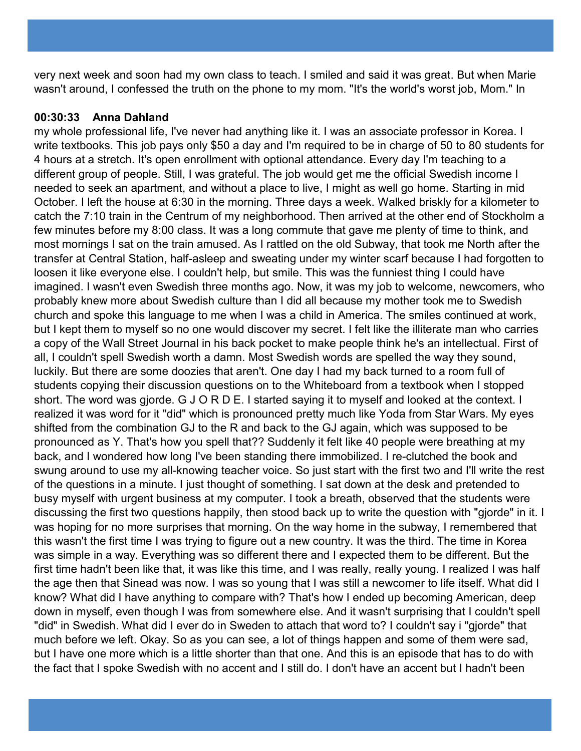very next week and soon had my own class to teach. I smiled and said it was great. But when Marie wasn't around, I confessed the truth on the phone to my mom. "It's the world's worst job, Mom." In

**00:30:33 Anna Dahland**

my whole professional life, I've never had anything like it. I was an associate professor in Korea. I write textbooks. This job pays only $50 a day and I'm required to be in charge of 50 to 80 students for 4 hours at a stretch. It's open enrollment with optional attendance. Every day I'm teaching to a different group of people. Still, I was grateful. The job would get me the official Swedish income I needed to seek an apartment, and without a place to live, I might as well go home. Starting in mid October. I left the house at 6:30 in the morning. Three days a week. Walked briskly for a kilometer to catch the 7:10 train in the Centrum of my neighborhood. Then arrived at the other end of Stockholm a few minutes before my 8:00 class. It was a long commute that gave me plenty of time to think, and most mornings I sat on the train amused. As I rattled on the old Subway, that took me North after the transfer at Central Station, half-asleep and sweating under my winter scarf because I had forgotten to loosen it like everyone else. I couldn't help, but smile. This was the funniest thing I could have imagined. I wasn't even Swedish three months ago. Now, it was my job to welcome, newcomers, who probably knew more about Swedish culture than I did all because my mother took me to Swedish church and spoke this language to me when I was a child in America. The smiles continued at work, but I kept them to myself so no one would discover my secret. I felt like the illiterate man who carries a copy of the Wall Street Journal in his back pocket to make people think he's an intellectual. First of all, I couldn't spell Swedish worth a damn. Most Swedish words are spelled the way they sound, luckily. But there are some doozies that aren't. One day I had my back turned to a room full of students copying their discussion questions on to the Whiteboard from a textbook when I stopped short. The word was gjorde. G J O R D E. I started saying it to myself and looked at the context. I realized it was word for it "did" which is pronounced pretty much like Yoda from Star Wars. My eyes shifted from the combination GJ to the R and back to the GJ again, which was supposed to be pronounced as Y. That's how you spell that?? Suddenly it felt like 40 people were breathing at my back, and I wondered how long I've been standing there immobilized. I re-clutched the book and swung around to use my all-knowing teacher voice. So just start with the first two and I'll write the rest of the questions in a minute. I just thought of something. I sat down at the desk and pretended to busy myself with urgent business at my computer. I took a breath, observed that the students were discussing the first two questions happily, then stood back up to write the question with "gjorde" in it. I was hoping for no more surprises that morning. On the way home in the subway, I remembered that this wasn't the first time I was trying to figure out a new country. It was the third. The time in Korea was simple in a way. Everything was so different there and I expected them to be different. But the first time hadn't been like that, it was like this time, and I was really, really young. I realized I was half the age then that Sinead was now. I was so young that I was still a newcomer to life itself. What did I know? What did I have anything to compare with? That's how I ended up becoming American, deep down in myself, even though I was from somewhere else. And it wasn't surprising that I couldn't spell "did" in Swedish. What did I ever do in Sweden to attach that word to? I couldn't say i "gjorde" that much before we left. Okay. So as you can see, a lot of things happen and some of them were sad, but I have one more which is a little shorter than that one. And this is an episode that has to do with the fact that I spoke Swedish with no accent and I still do. I don't have an accent but I hadn't been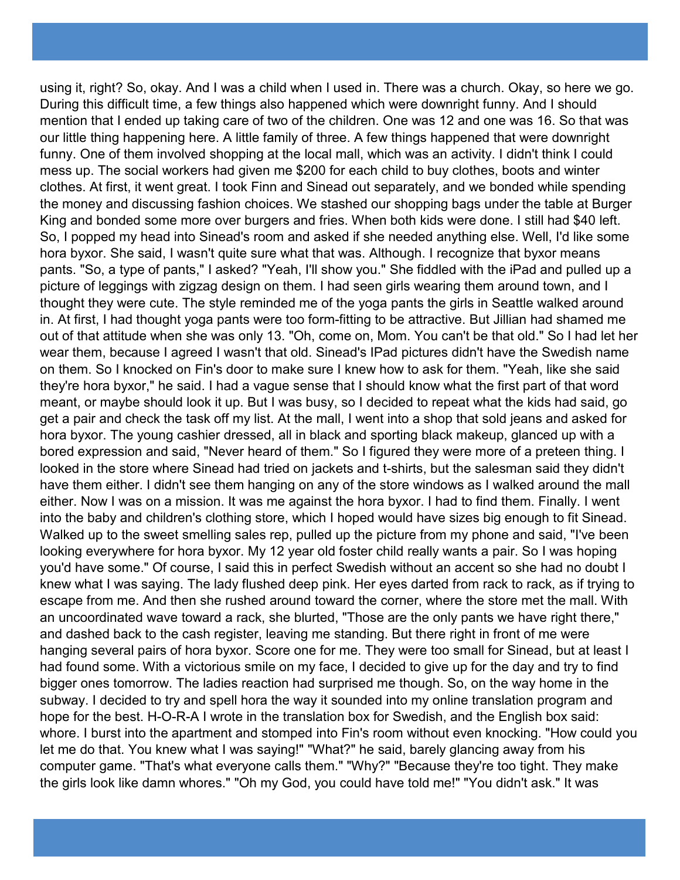using it, right? So, okay. And I was a child when I used in. There was a church. Okay, so here we go. During this difficult time, a few things also happened which were downright funny. And I should mention that I ended up taking care of two of the children. One was 12 and one was 16. So that was our little thing happening here. A little family of three. A few things happened that were downright funny. One of them involved shopping at the local mall, which was an activity. I didn't think I could mess up. The social workers had given me $200 for each child to buy clothes, boots and winter clothes. At first, it went great. I took Finn and Sinead out separately, and we bonded while spending the money and discussing fashion choices. We stashed our shopping bags under the table at Burger King and bonded some more over burgers and fries. When both kids were done. I still had $40 left. So, I popped my head into Sinead's room and asked if she needed anything else. Well, I'd like some hora byxor. She said, I wasn't quite sure what that was. Although. I recognize that byxor means pants. "So, a type of pants," I asked? "Yeah, I'll show you." She fiddled with the iPad and pulled up a picture of leggings with zigzag design on them. I had seen girls wearing them around town, and I thought they were cute. The style reminded me of the yoga pants the girls in Seattle walked around in. At first, I had thought yoga pants were too form-fitting to be attractive. But Jillian had shamed me out of that attitude when she was only 13. "Oh, come on, Mom. You can't be that old." So I had let her wear them, because I agreed I wasn't that old. Sinead's IPad pictures didn't have the Swedish name on them. So I knocked on Fin's door to make sure I knew how to ask for them. "Yeah, like she said they're hora byxor," he said. I had a vague sense that I should know what the first part of that word meant, or maybe should look it up. But I was busy, so I decided to repeat what the kids had said, go get a pair and check the task off my list. At the mall, I went into a shop that sold jeans and asked for hora byxor. The young cashier dressed, all in black and sporting black makeup, glanced up with a bored expression and said, "Never heard of them." So I figured they were more of a preteen thing. I looked in the store where Sinead had tried on jackets and t-shirts, but the salesman said they didn't have them either. I didn't see them hanging on any of the store windows as I walked around the mall either. Now I was on a mission. It was me against the hora byxor. I had to find them. Finally. I went into the baby and children's clothing store, which I hoped would have sizes big enough to fit Sinead. Walked up to the sweet smelling sales rep, pulled up the picture from my phone and said, "I've been looking everywhere for hora byxor. My 12 year old foster child really wants a pair. So I was hoping you'd have some." Of course, I said this in perfect Swedish without an accent so she had no doubt I knew what I was saying. The lady flushed deep pink. Her eyes darted from rack to rack, as if trying to escape from me. And then she rushed around toward the corner, where the store met the mall. With an uncoordinated wave toward a rack, she blurted, "Those are the only pants we have right there," and dashed back to the cash register, leaving me standing. But there right in front of me were hanging several pairs of hora byxor. Score one for me. They were too small for Sinead, but at least I had found some. With a victorious smile on my face, I decided to give up for the day and try to find bigger ones tomorrow. The ladies reaction had surprised me though. So, on the way home in the subway. I decided to try and spell hora the way it sounded into my online translation program and hope for the best. H-O-R-A I wrote in the translation box for Swedish, and the English box said: whore. I burst into the apartment and stomped into Fin's room without even knocking. "How could you let me do that. You knew what I was saying!" "What?" he said, barely glancing away from his computer game. "That's what everyone calls them." "Why?" "Because they're too tight. They make the girls look like damn whores." "Oh my God, you could have told me!" "You didn't ask." It was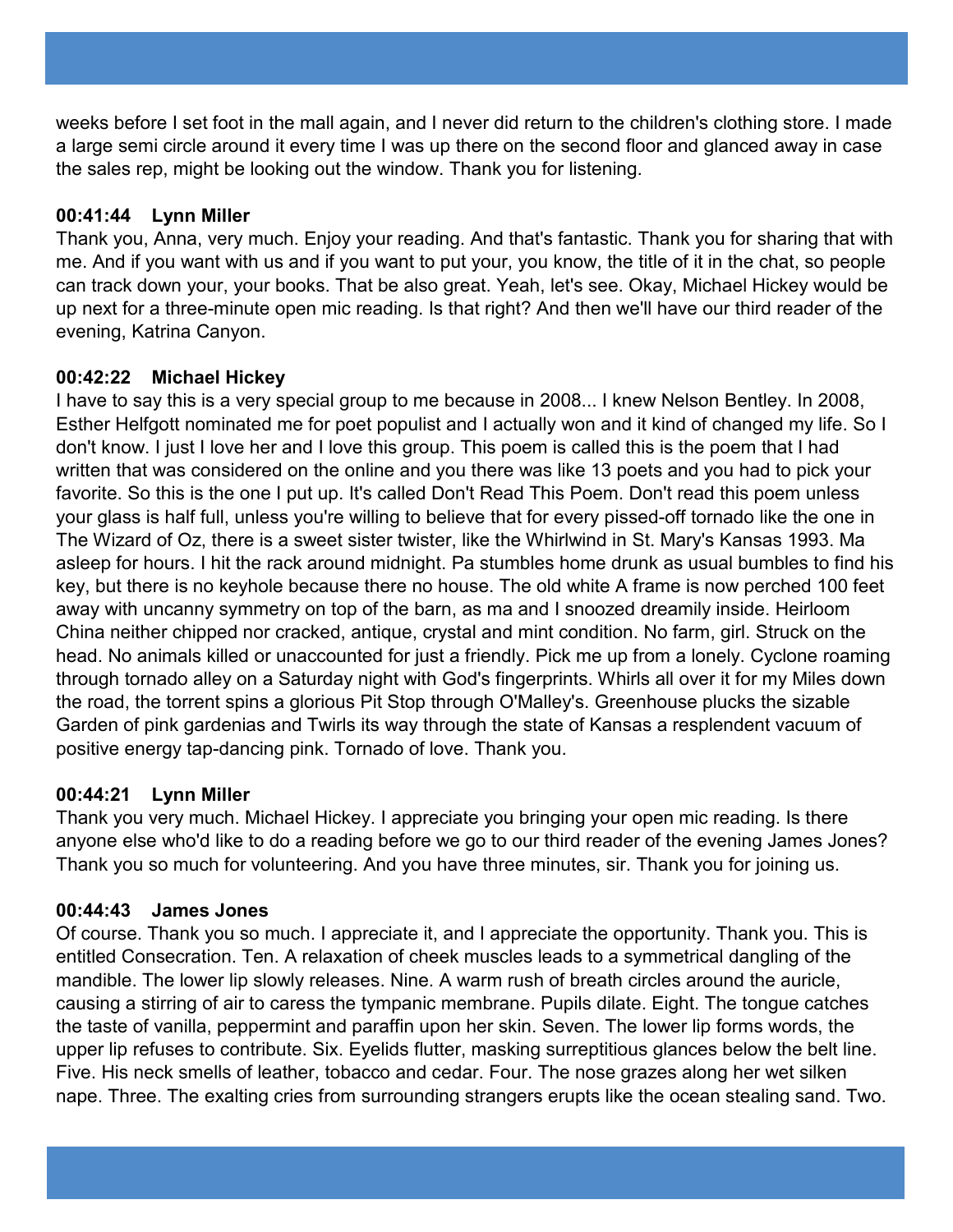weeks before I set foot in the mall again, and I never did return to the children's clothing store. I made a large semi circle around it every time I was up there on the second floor and glanced away in case the sales rep, might be looking out the window. Thank you for listening.

**00:41:44 Lynn Miller**
Thank you, Anna, very much. Enjoy your reading. And that's fantastic. Thank you for sharing that with me. And if you want with us and if you want to put your, you know, the title of it in the chat, so people can track down your, your books. That be also great. Yeah, let's see. Okay, Michael Hickey would be up next for a three-minute open mic reading. Is that right? And then we'll have our third reader of the evening, Katrina Canyon.

**00:42:22 Michael Hickey**
I have to say this is a very special group to me because in 2008... I knew Nelson Bentley. In 2008, Esther Helfgott nominated me for poet populist and I actually won and it kind of changed my life. So I don't know. I just I love her and I love this group. This poem is called this is the poem that I had written that was considered on the online and you there was like 13 poets and you had to pick your favorite. So this is the one I put up. It's called Don't Read This Poem. Don't read this poem unless your glass is half full, unless you're willing to believe that for every pissed-off tornado like the one in The Wizard of Oz, there is a sweet sister twister, like the Whirlwind in St. Mary's Kansas 1993. Ma asleep for hours. I hit the rack around midnight. Pa stumbles home drunk as usual bumbles to find his key, but there is no keyhole because there no house. The old white A frame is now perched 100 feet away with uncanny symmetry on top of the barn, as ma and I snoozed dreamily inside. Heirloom China neither chipped nor cracked, antique, crystal and mint condition. No farm, girl. Struck on the head. No animals killed or unaccounted for just a friendly. Pick me up from a lonely. Cyclone roaming through tornado alley on a Saturday night with God's fingerprints. Whirls all over it for my Miles down the road, the torrent spins a glorious Pit Stop through O'Malley's. Greenhouse plucks the sizable Garden of pink gardenias and Twirls its way through the state of Kansas a resplendent vacuum of positive energy tap-dancing pink. Tornado of love. Thank you.

**00:44:21 Lynn Miller**
Thank you very much. Michael Hickey. I appreciate you bringing your open mic reading. Is there anyone else who'd like to do a reading before we go to our third reader of the evening James Jones? Thank you so much for volunteering. And you have three minutes, sir. Thank you for joining us.

**00:44:43 James Jones**
Of course. Thank you so much. I appreciate it, and I appreciate the opportunity. Thank you. This is entitled Consecration. Ten. A relaxation of cheek muscles leads to a symmetrical dangling of the mandible. The lower lip slowly releases. Nine. A warm rush of breath circles around the auricle, causing a stirring of air to caress the tympanic membrane. Pupils dilate. Eight. The tongue catches the taste of vanilla, peppermint and paraffin upon her skin. Seven. The lower lip forms words, the upper lip refuses to contribute. Six. Eyelids flutter, masking surreptitious glances below the belt line. Five. His neck smells of leather, tobacco and cedar. Four. The nose grazes along her wet silken nape. Three. The exalting cries from surrounding strangers erupts like the ocean stealing sand. Two.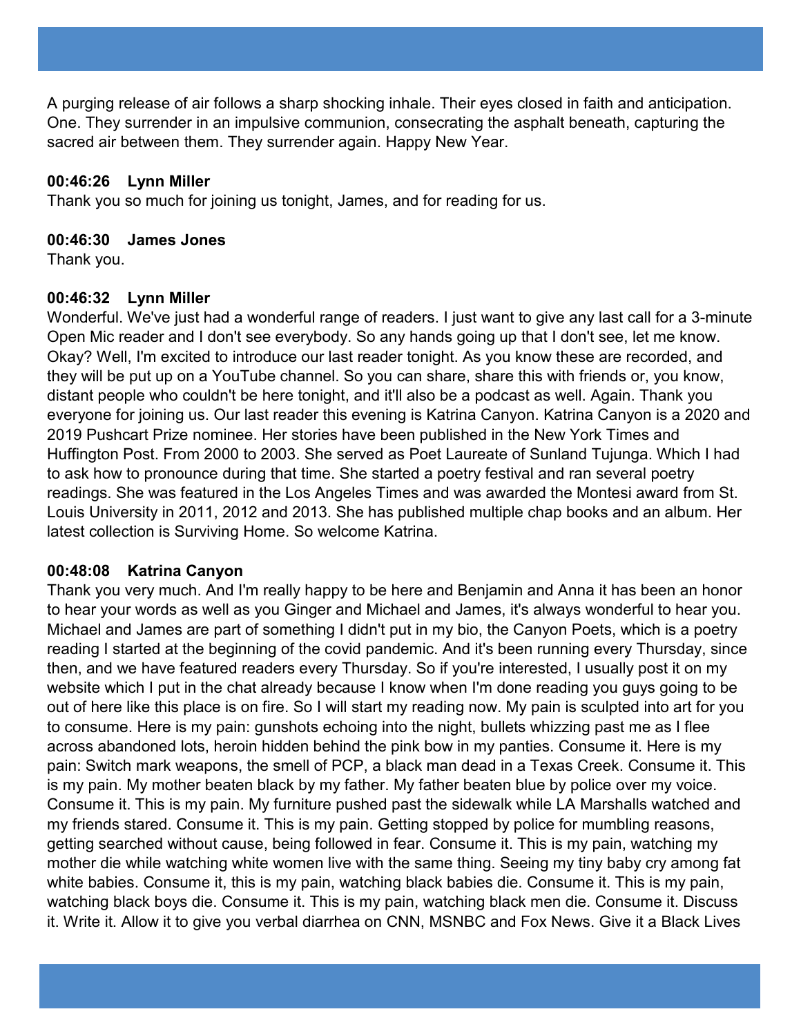A purging release of air follows a sharp shocking inhale. Their eyes closed in faith and anticipation. One. They surrender in an impulsive communion, consecrating the asphalt beneath, capturing the sacred air between them. They surrender again. Happy New Year.

**00:46:26    Lynn Miller**
Thank you so much for joining us tonight, James, and for reading for us.

**00:46:30    James Jones**
Thank you.

**00:46:32    Lynn Miller**
Wonderful. We've just had a wonderful range of readers. I just want to give any last call for a 3-minute Open Mic reader and I don't see everybody. So any hands going up that I don't see, let me know. Okay? Well, I'm excited to introduce our last reader tonight. As you know these are recorded, and they will be put up on a YouTube channel. So you can share, share this with friends or, you know, distant people who couldn't be here tonight, and it'll also be a podcast as well. Again. Thank you everyone for joining us. Our last reader this evening is Katrina Canyon. Katrina Canyon is a 2020 and 2019 Pushcart Prize nominee. Her stories have been published in the New York Times and Huffington Post. From 2000 to 2003. She served as Poet Laureate of Sunland Tujunga. Which I had to ask how to pronounce during that time. She started a poetry festival and ran several poetry readings. She was featured in the Los Angeles Times and was awarded the Montesi award from St. Louis University in 2011, 2012 and 2013. She has published multiple chap books and an album. Her latest collection is Surviving Home. So welcome Katrina.

**00:48:08    Katrina Canyon**
Thank you very much. And I'm really happy to be here and Benjamin and Anna it has been an honor to hear your words as well as you Ginger and Michael and James, it's always wonderful to hear you. Michael and James are part of something I didn't put in my bio, the Canyon Poets, which is a poetry reading I started at the beginning of the covid pandemic. And it's been running every Thursday, since then, and we have featured readers every Thursday. So if you're interested, I usually post it on my website which I put in the chat already because I know when I'm done reading you guys going to be out of here like this place is on fire. So I will start my reading now. My pain is sculpted into art for you to consume. Here is my pain: gunshots echoing into the night, bullets whizzing past me as I flee across abandoned lots, heroin hidden behind the pink bow in my panties. Consume it. Here is my pain: Switch mark weapons, the smell of PCP, a black man dead in a Texas Creek. Consume it. This is my pain. My mother beaten black by my father. My father beaten blue by police over my voice. Consume it. This is my pain. My furniture pushed past the sidewalk while LA Marshalls watched and my friends stared. Consume it. This is my pain. Getting stopped by police for mumbling reasons, getting searched without cause, being followed in fear. Consume it. This is my pain, watching my mother die while watching white women live with the same thing. Seeing my tiny baby cry among fat white babies. Consume it, this is my pain, watching black babies die. Consume it. This is my pain, watching black boys die. Consume it. This is my pain, watching black men die. Consume it. Discuss it. Write it. Allow it to give you verbal diarrhea on CNN, MSNBC and Fox News. Give it a Black Lives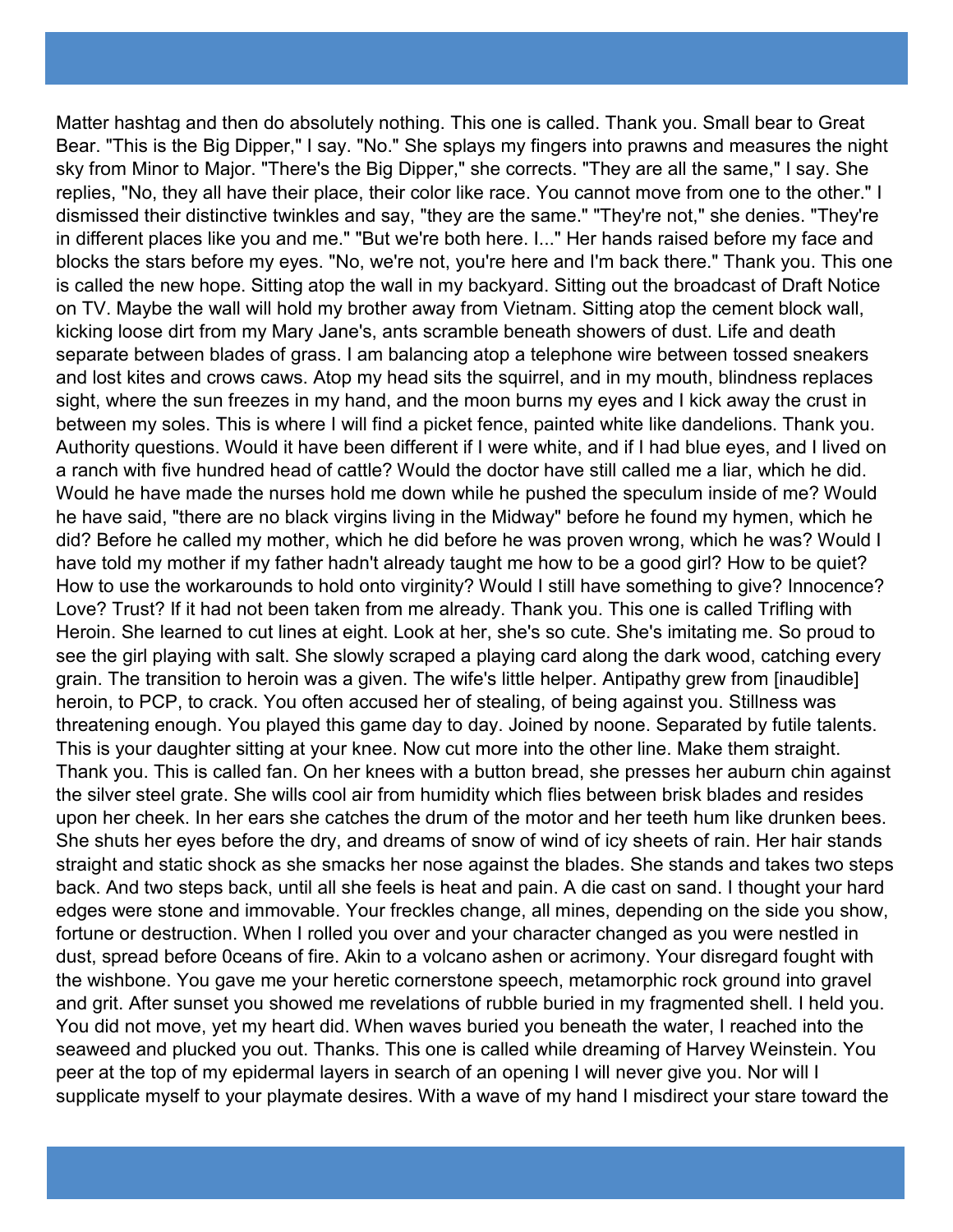Matter hashtag and then do absolutely nothing. This one is called. Thank you. Small bear to Great Bear. "This is the Big Dipper," I say. "No." She splays my fingers into prawns and measures the night sky from Minor to Major. "There's the Big Dipper," she corrects. "They are all the same," I say. She replies, "No, they all have their place, their color like race. You cannot move from one to the other." I dismissed their distinctive twinkles and say, "they are the same." "They're not," she denies. "They're in different places like you and me." "But we're both here. I..." Her hands raised before my face and blocks the stars before my eyes. "No, we're not, you're here and I'm back there." Thank you. This one is called the new hope. Sitting atop the wall in my backyard. Sitting out the broadcast of Draft Notice on TV. Maybe the wall will hold my brother away from Vietnam. Sitting atop the cement block wall, kicking loose dirt from my Mary Jane's, ants scramble beneath showers of dust. Life and death separate between blades of grass. I am balancing atop a telephone wire between tossed sneakers and lost kites and crows caws. Atop my head sits the squirrel, and in my mouth, blindness replaces sight, where the sun freezes in my hand, and the moon burns my eyes and I kick away the crust in between my soles. This is where I will find a picket fence, painted white like dandelions. Thank you. Authority questions. Would it have been different if I were white, and if I had blue eyes, and I lived on a ranch with five hundred head of cattle? Would the doctor have still called me a liar, which he did. Would he have made the nurses hold me down while he pushed the speculum inside of me? Would he have said, "there are no black virgins living in the Midway" before he found my hymen, which he did? Before he called my mother, which he did before he was proven wrong, which he was? Would I have told my mother if my father hadn't already taught me how to be a good girl? How to be quiet? How to use the workarounds to hold onto virginity? Would I still have something to give? Innocence? Love? Trust? If it had not been taken from me already. Thank you. This one is called Trifling with Heroin. She learned to cut lines at eight. Look at her, she's so cute. She's imitating me. So proud to see the girl playing with salt. She slowly scraped a playing card along the dark wood, catching every grain. The transition to heroin was a given. The wife's little helper. Antipathy grew from [inaudible] heroin, to PCP, to crack. You often accused her of stealing, of being against you. Stillness was threatening enough. You played this game day to day. Joined by noone. Separated by futile talents. This is your daughter sitting at your knee. Now cut more into the other line. Make them straight. Thank you. This is called fan. On her knees with a button bread, she presses her auburn chin against the silver steel grate. She wills cool air from humidity which flies between brisk blades and resides upon her cheek. In her ears she catches the drum of the motor and her teeth hum like drunken bees. She shuts her eyes before the dry, and dreams of snow of wind of icy sheets of rain. Her hair stands straight and static shock as she smacks her nose against the blades. She stands and takes two steps back. And two steps back, until all she feels is heat and pain. A die cast on sand. I thought your hard edges were stone and immovable. Your freckles change, all mines, depending on the side you show, fortune or destruction. When I rolled you over and your character changed as you were nestled in dust, spread before 0ceans of fire. Akin to a volcano ashen or acrimony. Your disregard fought with the wishbone. You gave me your heretic cornerstone speech, metamorphic rock ground into gravel and grit. After sunset you showed me revelations of rubble buried in my fragmented shell. I held you. You did not move, yet my heart did. When waves buried you beneath the water, I reached into the seaweed and plucked you out. Thanks. This one is called while dreaming of Harvey Weinstein. You peer at the top of my epidermal layers in search of an opening I will never give you. Nor will I supplicate myself to your playmate desires. With a wave of my hand I misdirect your stare toward the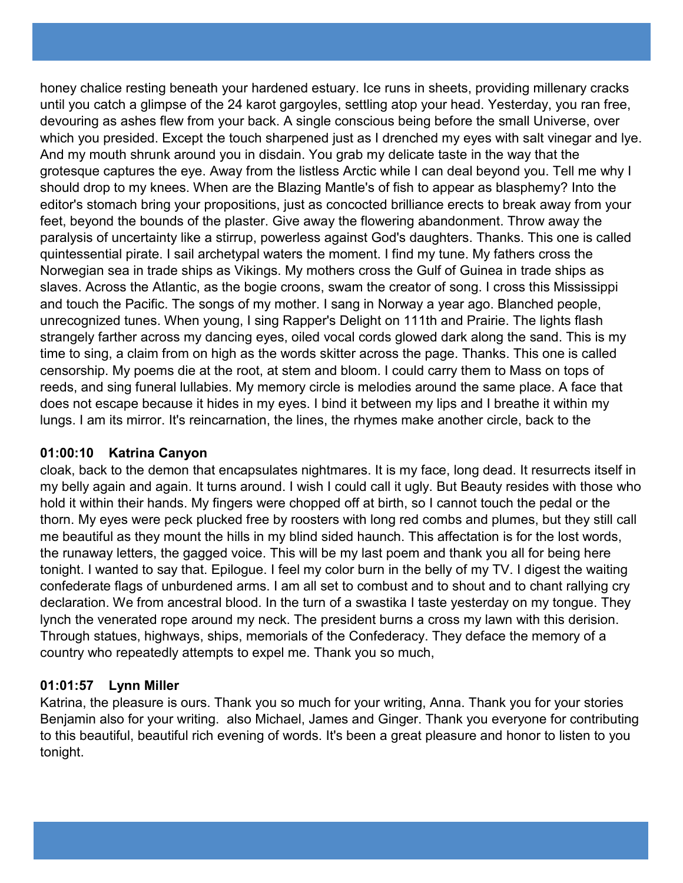honey chalice resting beneath your hardened estuary. Ice runs in sheets, providing millenary cracks until you catch a glimpse of the 24 karot gargoyles, settling atop your head. Yesterday, you ran free, devouring as ashes flew from your back. A single conscious being before the small Universe, over which you presided. Except the touch sharpened just as I drenched my eyes with salt vinegar and lye. And my mouth shrunk around you in disdain. You grab my delicate taste in the way that the grotesque captures the eye. Away from the listless Arctic while I can deal beyond you. Tell me why I should drop to my knees. When are the Blazing Mantle's of fish to appear as blasphemy? Into the editor's stomach bring your propositions, just as concocted brilliance erects to break away from your feet, beyond the bounds of the plaster. Give away the flowering abandonment. Throw away the paralysis of uncertainty like a stirrup, powerless against God's daughters. Thanks. This one is called quintessential pirate. I sail archetypal waters the moment. I find my tune. My fathers cross the Norwegian sea in trade ships as Vikings. My mothers cross the Gulf of Guinea in trade ships as slaves. Across the Atlantic, as the bogie croons, swam the creator of song. I cross this Mississippi and touch the Pacific. The songs of my mother. I sang in Norway a year ago. Blanched people, unrecognized tunes. When young, I sing Rapper's Delight on 111th and Prairie. The lights flash strangely farther across my dancing eyes, oiled vocal cords glowed dark along the sand. This is my time to sing, a claim from on high as the words skitter across the page. Thanks. This one is called censorship. My poems die at the root, at stem and bloom. I could carry them to Mass on tops of reeds, and sing funeral lullabies. My memory circle is melodies around the same place. A face that does not escape because it hides in my eyes. I bind it between my lips and I breathe it within my lungs. I am its mirror. It's reincarnation, the lines, the rhymes make another circle, back to the

**01:00:10 Katrina Canyon**

cloak, back to the demon that encapsulates nightmares. It is my face, long dead. It resurrects itself in my belly again and again. It turns around. I wish I could call it ugly. But Beauty resides with those who hold it within their hands. My fingers were chopped off at birth, so I cannot touch the pedal or the thorn. My eyes were peck plucked free by roosters with long red combs and plumes, but they still call me beautiful as they mount the hills in my blind sided haunch. This affectation is for the lost words, the runaway letters, the gagged voice. This will be my last poem and thank you all for being here tonight. I wanted to say that. Epilogue. I feel my color burn in the belly of my TV. I digest the waiting confederate flags of unburdened arms. I am all set to combust and to shout and to chant rallying cry declaration. We from ancestral blood. In the turn of a swastika I taste yesterday on my tongue. They lynch the venerated rope around my neck. The president burns a cross my lawn with this derision. Through statues, highways, ships, memorials of the Confederacy. They deface the memory of a country who repeatedly attempts to expel me. Thank you so much,

**01:01:57 Lynn Miller**

Katrina, the pleasure is ours. Thank you so much for your writing, Anna. Thank you for your stories Benjamin also for your writing. also Michael, James and Ginger. Thank you everyone for contributing to this beautiful, beautiful rich evening of words. It's been a great pleasure and honor to listen to you tonight.